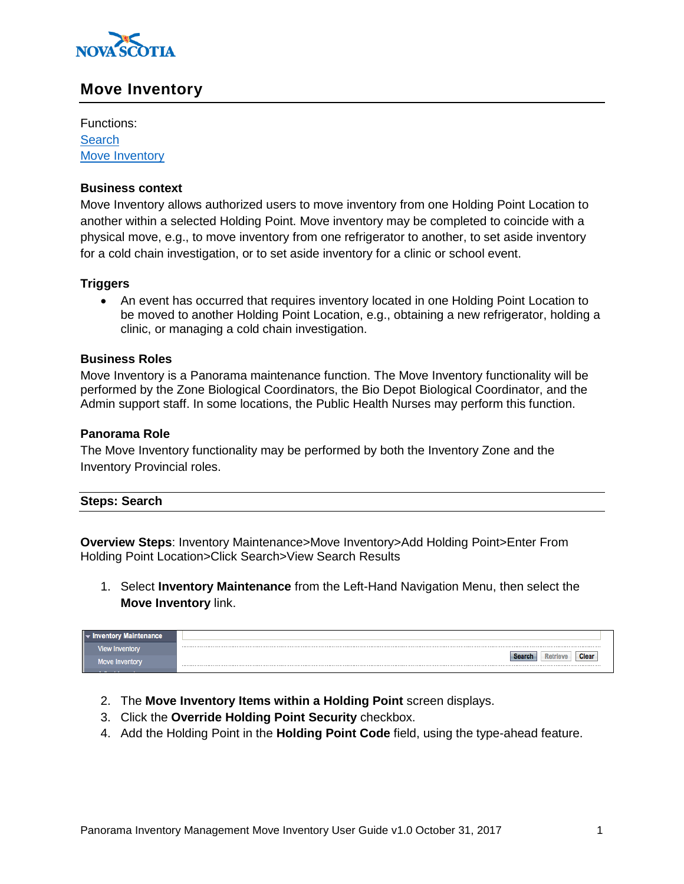# Move Inventory

Functions:
Search
Move Inventory

### Business context

Move Inventory allows authorized users to move inventory from one Holding Point Location to another within a selected Holding Point. Move inventory may be completed to coincide with a physical move, e.g., to move inventory from one refrigerator to another, to set aside inventory for a cold chain investigation, or to set aside inventory for a clinic or school event.

### Triggers

- An event has occurred that requires inventory located in one Holding Point Location to be moved to another Holding Point Location, e.g., obtaining a new refrigerator, holding a clinic, or managing a cold chain investigation.

### Business Roles

Move Inventory is a Panorama maintenance function. The Move Inventory functionality will be performed by the Zone Biological Coordinators, the Bio Depot Biological Coordinator, and the Admin support staff. In some locations, the Public Health Nurses may perform this function.

### Panorama Role

The Move Inventory functionality may be performed by both the Inventory Zone and the Inventory Provincial roles.

## Steps: Search

**Overview Steps**: Inventory Maintenance>Move Inventory>Add Holding Point>Enter From Holding Point Location>Click Search>View Search Results

1. Select **Inventory Maintenance** from the Left-Hand Navigation Menu, then select the **Move Inventory** link.

Inventory Maintenance
View Inventory
Move Inventory

Search Retrieve Clear

2. The **Move Inventory Items within a Holding Point** screen displays.
3. Click the **Override Holding Point Security** checkbox.
4. Add the Holding Point in the **Holding Point Code** field, using the type-ahead feature.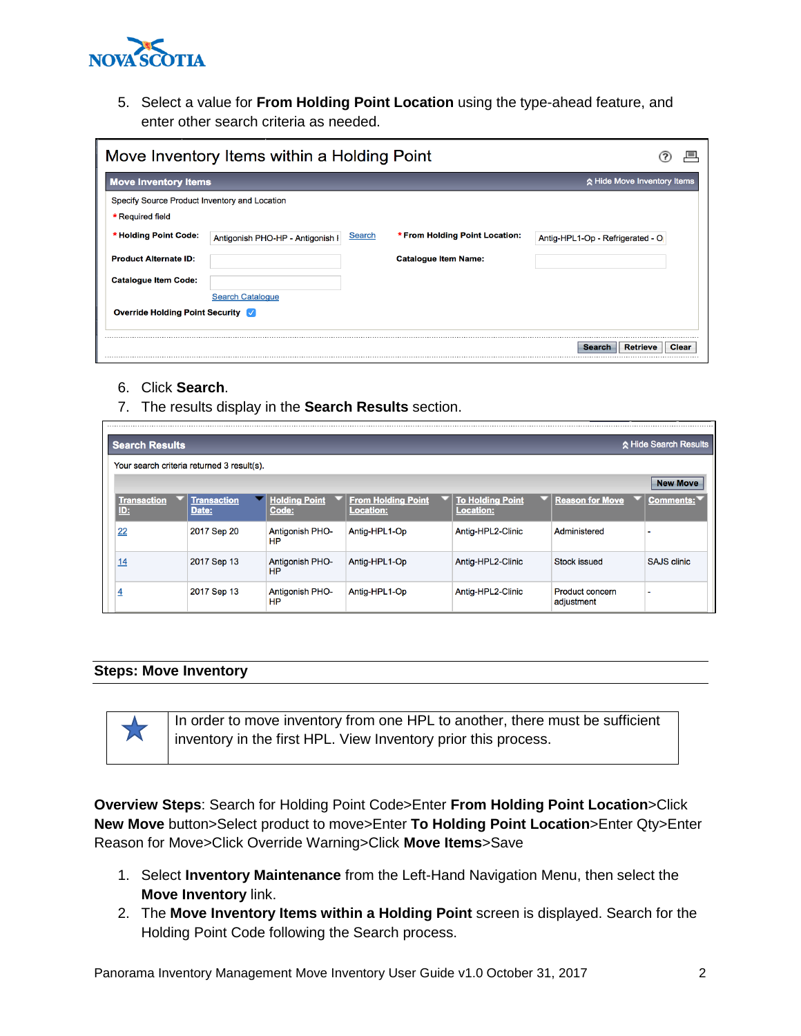5. Select a value for **From Holding Point Location** using the type-ahead feature, and enter other search criteria as needed.

Move Inventory Items within a Holding Point

**Move Inventory Items** — Hide Move Inventory Items

Specify Source Product Inventory and Location

\* Required field

\* **Holding Point Code:** Antigonish PHO-HP - Antigonish I  Search   \* **From Holding Point Location:** Antig-HPL1-Op - Refrigerated - O

**Product Alternate ID:**   **Catalogue Item Name:**

**Catalogue Item Code:**

Search Catalogue

**Override Holding Point Security** ☑

Search | Retrieve | Clear

6. Click **Search**.
7. The results display in the **Search Results** section.

**Search Results** — Hide Search Results

Your search criteria returned 3 result(s).

New Move

| Transaction ID: | Transaction Date: | Holding Point Code: | From Holding Point Location: | To Holding Point Location: | Reason for Move | Comments: |
|---|---|---|---|---|---|---|
| 22 | 2017 Sep 20 | Antigonish PHO-HP | Antig-HPL1-Op | Antig-HPL2-Clinic | Administered | - |
| 14 | 2017 Sep 13 | Antigonish PHO-HP | Antig-HPL1-Op | Antig-HPL2-Clinic | Stock issued | SAJS clinic |
| 4 | 2017 Sep 13 | Antigonish PHO-HP | Antig-HPL1-Op | Antig-HPL2-Clinic | Product concern adjustment | - |

## Steps: Move Inventory

| | |
|---|---|
| ★ | In order to move inventory from one HPL to another, there must be sufficient inventory in the first HPL. View Inventory prior this process. |

**Overview Steps**: Search for Holding Point Code>Enter **From Holding Point Location**>Click **New Move** button>Select product to move>Enter **To Holding Point Location**>Enter Qty>Enter Reason for Move>Click Override Warning>Click **Move Items**>Save

1. Select **Inventory Maintenance** from the Left-Hand Navigation Menu, then select the **Move Inventory** link.
2. The **Move Inventory Items within a Holding Point** screen is displayed. Search for the Holding Point Code following the Search process.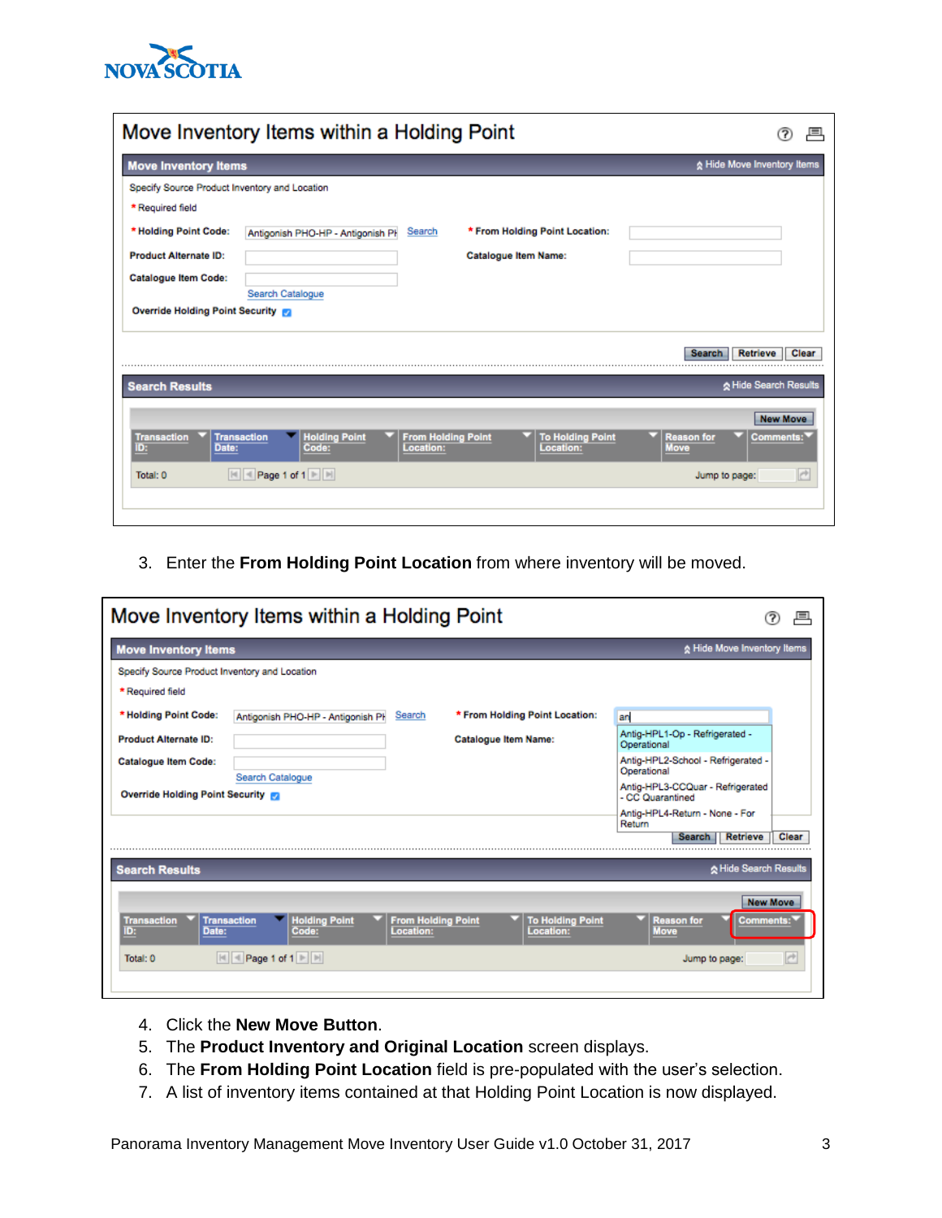3. Enter the **From Holding Point Location** from where inventory will be moved.

4. Click the **New Move Button**.
5. The **Product Inventory and Original Location** screen displays.
6. The **From Holding Point Location** field is pre-populated with the user's selection.
7. A list of inventory items contained at that Holding Point Location is now displayed.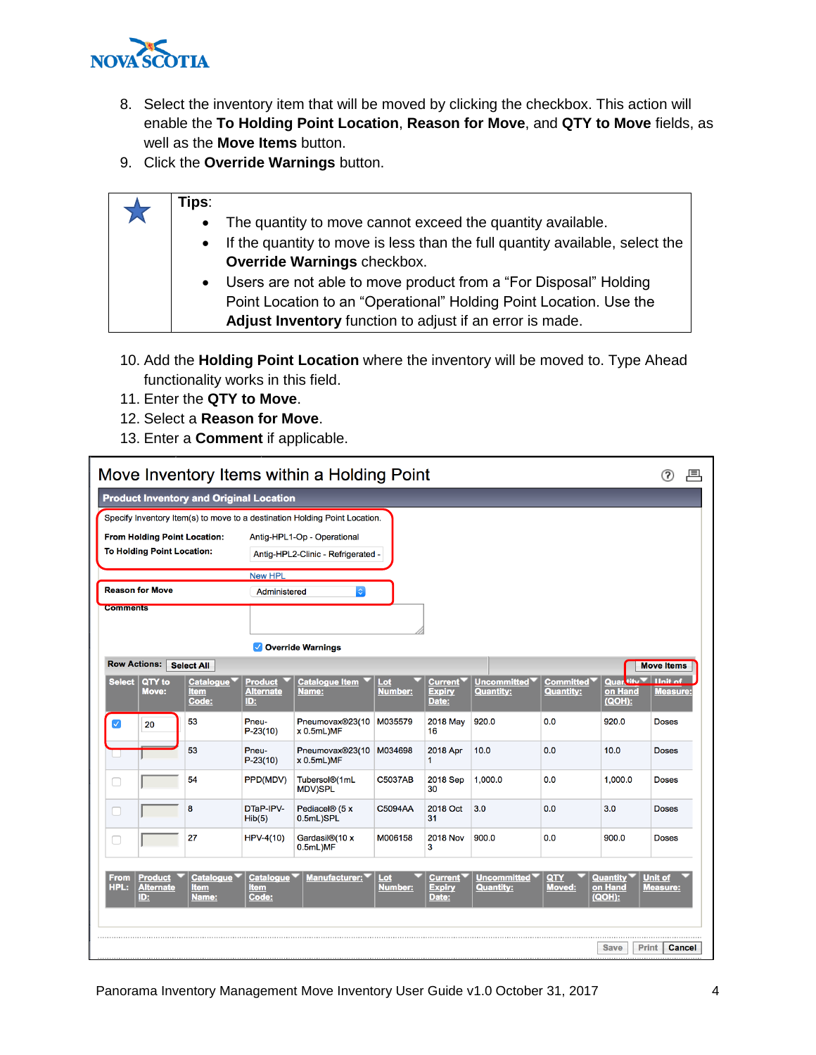8. Select the inventory item that will be moved by clicking the checkbox. This action will enable the **To Holding Point Location**, **Reason for Move**, and **QTY to Move** fields, as well as the **Move Items** button.
9. Click the **Override Warnings** button.

**Tips**:

- The quantity to move cannot exceed the quantity available.
- If the quantity to move is less than the full quantity available, select the **Override Warnings** checkbox.
- Users are not able to move product from a “For Disposal” Holding Point Location to an “Operational” Holding Point Location. Use the **Adjust Inventory** function to adjust if an error is made.

10. Add the **Holding Point Location** where the inventory will be moved to. Type Ahead functionality works in this field.
11. Enter the **QTY to Move**.
12. Select a **Reason for Move**.
13. Enter a **Comment** if applicable.

Move Inventory Items within a Holding Point

**Product Inventory and Original Location**

Specify Inventory Item(s) to move to a destination Holding Point Location.

**From Holding Point Location:** Antig-HPL1-Op - Operational

**To Holding Point Location:** Antig-HPL2-Clinic - Refrigerated -

New HPL

**Reason for Move** Administered

**Comments**

Override Warnings

Row Actions: Select All — Move Items

| Select | QTY to Move: | Catalogue Item Code: | Product Alternate ID: | Catalogue Item Name: | Lot Number: | Current Expiry Date: | Uncommitted Quantity: | Committed Quantity: | Quantity on Hand (QOH): | Unit of Measure: |
|---|---|---|---|---|---|---|---|---|---|---|
| ☑ | 20 | 53 | Pneu-P-23(10) | Pneumovax®23(10 x 0.5mL)MF | M035579 | 2018 May 16 | 920.0 | 0.0 | 920.0 | Doses |
| ☐ | | 53 | Pneu-P-23(10) | Pneumovax®23(10 x 0.5mL)MF | M034698 | 2018 Apr 1 | 10.0 | 0.0 | 10.0 | Doses |
| ☐ | | 54 | PPD(MDV) | Tubersol®(1mL MDV)SPL | C5037AB | 2018 Sep 30 | 1,000.0 | 0.0 | 1,000.0 | Doses |
| ☐ | | 8 | DTaP-IPV-Hib(5) | Pediacel® (5 x 0.5mL)SPL | C5094AA | 2018 Oct 31 | 3.0 | 0.0 | 3.0 | Doses |
| ☐ | | 27 | HPV-4(10) | Gardasil®(10 x 0.5mL)MF | M006158 | 2018 Nov 3 | 900.0 | 0.0 | 900.0 | Doses |

| From HPL: | Product Alternate ID: | Catalogue Item Name: | Catalogue Item Code: | Manufacturer: | Lot Number: | Current Expiry Date: | Uncommitted Quantity: | QTY Moved: | Quantity on Hand (QOH): | Unit of Measure: |
|---|---|---|---|---|---|---|---|---|---|---|

Save | Print | Cancel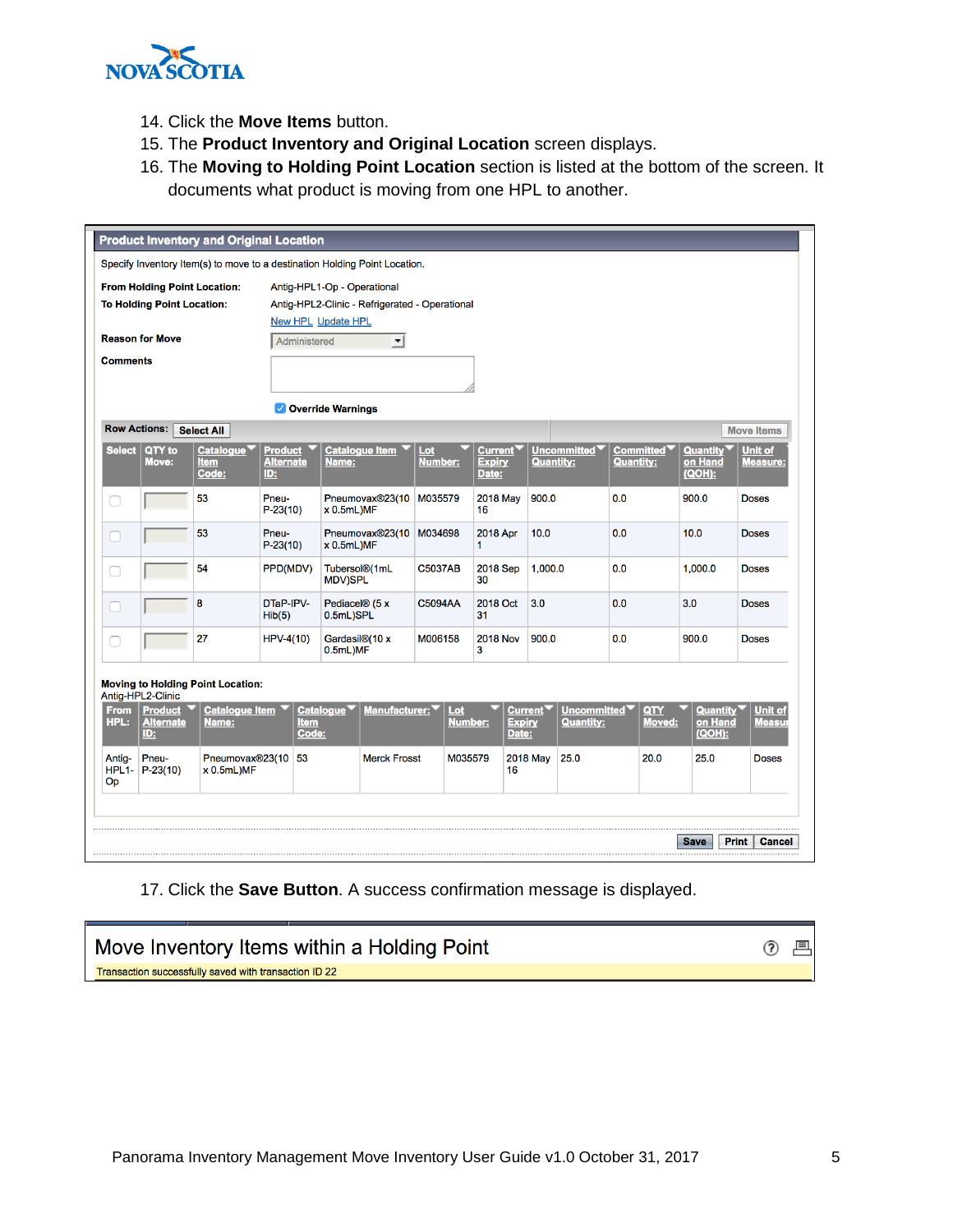14. Click the **Move Items** button.
15. The **Product Inventory and Original Location** screen displays.
16. The **Moving to Holding Point Location** section is listed at the bottom of the screen. It documents what product is moving from one HPL to another.

**Product Inventory and Original Location**

Specify Inventory Item(s) to move to a destination Holding Point Location.

**From Holding Point Location:** Antig-HPL1-Op - Operational

**To Holding Point Location:** Antig-HPL2-Clinic - Refrigerated - Operational

New HPL Update HPL

**Reason for Move** Administered

**Comments**

Override Warnings

**Row Actions:** Select All | Move Items

| Select | QTY to Move: | Catalogue Item Code: | Product Alternate ID: | Catalogue Item Name: | Lot Number: | Current Expiry Date: | Uncommitted Quantity: | Committed Quantity: | Quantity on Hand (QOH): | Unit of Measure: |
|---|---|---|---|---|---|---|---|---|---|---|
| | | 53 | Pneu-P-23(10) | Pneumovax®23(10 x 0.5mL)MF | M035579 | 2018 May 16 | 900.0 | 0.0 | 900.0 | Doses |
| | | 53 | Pneu-P-23(10) | Pneumovax®23(10 x 0.5mL)MF | M034698 | 2018 Apr 1 | 10.0 | 0.0 | 10.0 | Doses |
| | | 54 | PPD(MDV) | Tubersol®(1mL MDV)SPL | C5037AB | 2018 Sep 30 | 1,000.0 | 0.0 | 1,000.0 | Doses |
| | | 8 | DTaP-IPV-Hib(5) | Pediacel® (5 x 0.5mL)SPL | C5094AA | 2018 Oct 31 | 3.0 | 0.0 | 3.0 | Doses |
| | | 27 | HPV-4(10) | Gardasil®(10 x 0.5mL)MF | M006158 | 2018 Nov 3 | 900.0 | 0.0 | 900.0 | Doses |

**Moving to Holding Point Location:**
Antig-HPL2-Clinic

| From HPL: | Product Alternate ID: | Catalogue Item Name: | Catalogue Item Code: | Manufacturer: | Lot Number: | Current Expiry Date: | Uncommitted Quantity: | QTY Moved: | Quantity on Hand (QOH): | Unit of Measu |
|---|---|---|---|---|---|---|---|---|---|---|
| Antig-HPL1-Op | Pneu-P-23(10) | Pneumovax®23(10 x 0.5mL)MF | 53 | Merck Frosst | M035579 | 2018 May 16 | 25.0 | 20.0 | 25.0 | Doses |

Save | Print | Cancel

17. Click the **Save Button**. A success confirmation message is displayed.

**Move Inventory Items within a Holding Point**

Transaction successfully saved with transaction ID 22